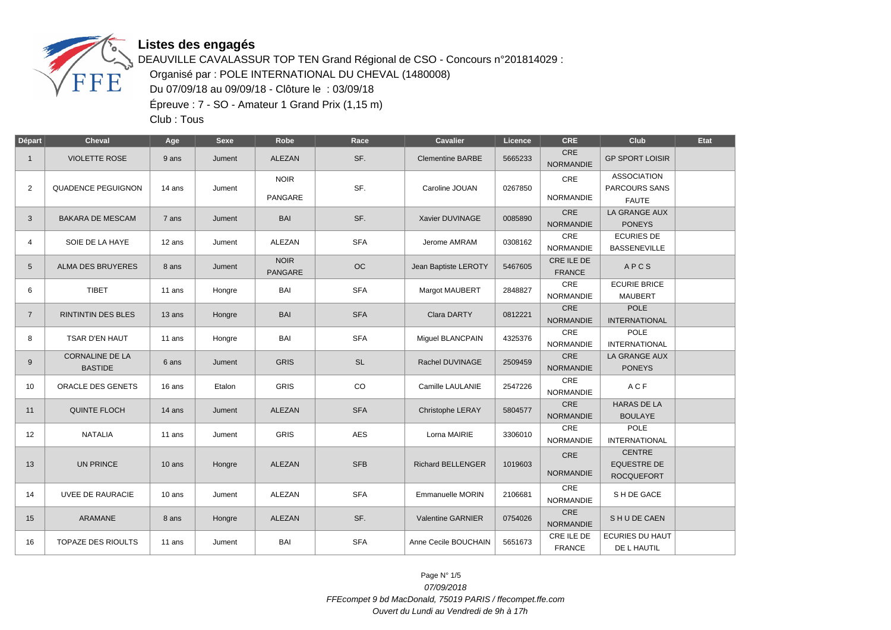# Listes des engagés

DEAUVILLE CAVALASSUR TOP TEN Grand Régional de CSO - Concours n°201814029 :

Organisé par : POLE INTERNATIONAL DU CHEVAL (1480008)

Du 07/09/18 au 09/09/18 - Clôture le : 03/09/18

Épreuve : 7 - SO - Amateur 1 Grand Prix (1,15 m)

Club : Tous

| Départ | Cheval | Age | Sexe | Robe | Race | Cavalier | Licence | CRE | Club | Etat |
|---|---|---|---|---|---|---|---|---|---|---|
| 1 | VIOLETTE ROSE | 9 ans | Jument | ALEZAN | SF. | Clementine BARBE | 5665233 | CRE NORMANDIE | GP SPORT LOISIR | |
| 2 | QUADENCE PEGUIGNON | 14 ans | Jument | NOIR PANGARE | SF. | Caroline JOUAN | 0267850 | CRE NORMANDIE | ASSOCIATION PARCOURS SANS FAUTE | |
| 3 | BAKARA DE MESCAM | 7 ans | Jument | BAI | SF. | Xavier DUVINAGE | 0085890 | CRE NORMANDIE | LA GRANGE AUX PONEYS | |
| 4 | SOIE DE LA HAYE | 12 ans | Jument | ALEZAN | SFA | Jerome AMRAM | 0308162 | CRE NORMANDIE | ECURIES DE BASSENEVILLE | |
| 5 | ALMA DES BRUYERES | 8 ans | Jument | NOIR PANGARE | OC | Jean Baptiste LEROTY | 5467605 | CRE ILE DE FRANCE | A P C S | |
| 6 | TIBET | 11 ans | Hongre | BAI | SFA | Margot MAUBERT | 2848827 | CRE NORMANDIE | ECURIE BRICE MAUBERT | |
| 7 | RINTINTIN DES BLES | 13 ans | Hongre | BAI | SFA | Clara DARTY | 0812221 | CRE NORMANDIE | POLE INTERNATIONAL | |
| 8 | TSAR D'EN HAUT | 11 ans | Hongre | BAI | SFA | Miguel BLANCPAIN | 4325376 | CRE NORMANDIE | POLE INTERNATIONAL | |
| 9 | CORNALINE DE LA BASTIDE | 6 ans | Jument | GRIS | SL | Rachel DUVINAGE | 2509459 | CRE NORMANDIE | LA GRANGE AUX PONEYS | |
| 10 | ORACLE DES GENETS | 16 ans | Etalon | GRIS | CO | Camille LAULANIE | 2547226 | CRE NORMANDIE | A C F | |
| 11 | QUINTE FLOCH | 14 ans | Jument | ALEZAN | SFA | Christophe LERAY | 5804577 | CRE NORMANDIE | HARAS DE LA BOULAYE | |
| 12 | NATALIA | 11 ans | Jument | GRIS | AES | Lorna MAIRIE | 3306010 | CRE NORMANDIE | POLE INTERNATIONAL | |
| 13 | UN PRINCE | 10 ans | Hongre | ALEZAN | SFB | Richard BELLENGER | 1019603 | CRE NORMANDIE | CENTRE EQUESTRE DE ROCQUEFORT | |
| 14 | UVEE DE RAURACIE | 10 ans | Jument | ALEZAN | SFA | Emmanuelle MORIN | 2106681 | CRE NORMANDIE | S H DE GACE | |
| 15 | ARAMANE | 8 ans | Hongre | ALEZAN | SF. | Valentine GARNIER | 0754026 | CRE NORMANDIE | S H U DE CAEN | |
| 16 | TOPAZE DES RIOULTS | 11 ans | Jument | BAI | SFA | Anne Cecile BOUCHAIN | 5651673 | CRE ILE DE FRANCE | ECURIES DU HAUT DE L HAUTIL | |

07/09/2018

*FFEcompet 9 bd MacDonald, 75019 PARIS / ffecompet.ffe.com*

*Ouvert du Lundi au Vendredi de 9h à 17h*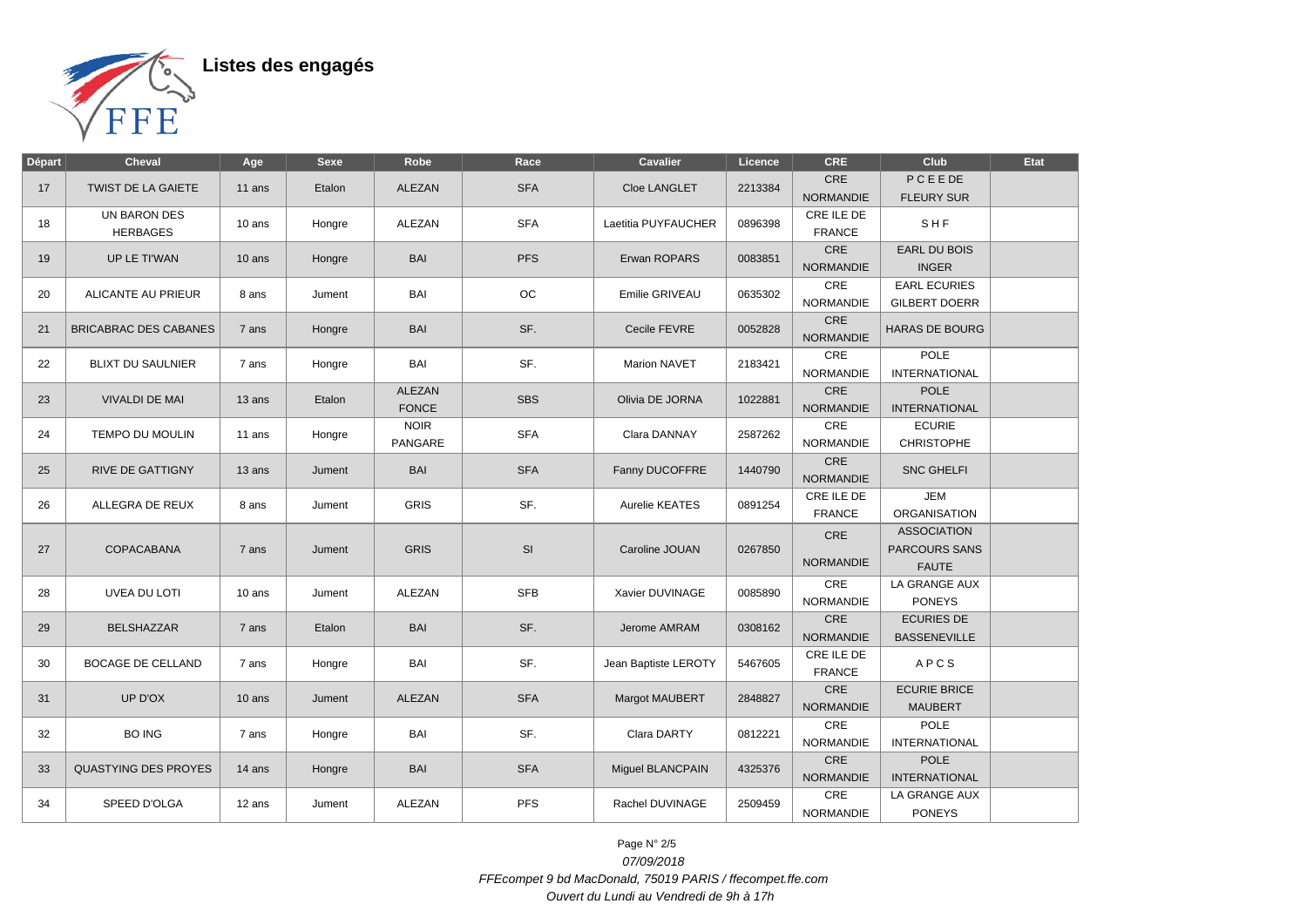# Listes des engagés

| Départ | Cheval | Age | Sexe | Robe | Race | Cavalier | Licence | CRE | Club | Etat |
|---|---|---|---|---|---|---|---|---|---|---|
| 17 | TWIST DE LA GAIETE | 11 ans | Etalon | ALEZAN | SFA | Cloe LANGLET | 2213384 | CRE NORMANDIE | P C E E DE FLEURY SUR | |
| 18 | UN BARON DES HERBAGES | 10 ans | Hongre | ALEZAN | SFA | Laetitia PUYFAUCHER | 0896398 | CRE ILE DE FRANCE | S H F | |
| 19 | UP LE TI'WAN | 10 ans | Hongre | BAI | PFS | Erwan ROPARS | 0083851 | CRE NORMANDIE | EARL DU BOIS INGER | |
| 20 | ALICANTE AU PRIEUR | 8 ans | Jument | BAI | OC | Emilie GRIVEAU | 0635302 | CRE NORMANDIE | EARL ECURIES GILBERT DOERR | |
| 21 | BRICABRAC DES CABANES | 7 ans | Hongre | BAI | SF. | Cecile FEVRE | 0052828 | CRE NORMANDIE | HARAS DE BOURG | |
| 22 | BLIXT DU SAULNIER | 7 ans | Hongre | BAI | SF. | Marion NAVET | 2183421 | CRE NORMANDIE | POLE INTERNATIONAL | |
| 23 | VIVALDI DE MAI | 13 ans | Etalon | ALEZAN FONCE | SBS | Olivia DE JORNA | 1022881 | CRE NORMANDIE | POLE INTERNATIONAL | |
| 24 | TEMPO DU MOULIN | 11 ans | Hongre | NOIR PANGARE | SFA | Clara DANNAY | 2587262 | CRE NORMANDIE | ECURIE CHRISTOPHE | |
| 25 | RIVE DE GATTIGNY | 13 ans | Jument | BAI | SFA | Fanny DUCOFFRE | 1440790 | CRE NORMANDIE | SNC GHELFI | |
| 26 | ALLEGRA DE REUX | 8 ans | Jument | GRIS | SF. | Aurelie KEATES | 0891254 | CRE ILE DE FRANCE | JEM ORGANISATION | |
| 27 | COPACABANA | 7 ans | Jument | GRIS | SI | Caroline JOUAN | 0267850 | CRE NORMANDIE | ASSOCIATION PARCOURS SANS FAUTE | |
| 28 | UVEA DU LOTI | 10 ans | Jument | ALEZAN | SFB | Xavier DUVINAGE | 0085890 | CRE NORMANDIE | LA GRANGE AUX PONEYS | |
| 29 | BELSHAZZAR | 7 ans | Etalon | BAI | SF. | Jerome AMRAM | 0308162 | CRE NORMANDIE | ECURIES DE BASSENEVILLE | |
| 30 | BOCAGE DE CELLAND | 7 ans | Hongre | BAI | SF. | Jean Baptiste LEROTY | 5467605 | CRE ILE DE FRANCE | A P C S | |
| 31 | UP D'OX | 10 ans | Jument | ALEZAN | SFA | Margot MAUBERT | 2848827 | CRE NORMANDIE | ECURIE BRICE MAUBERT | |
| 32 | BO ING | 7 ans | Hongre | BAI | SF. | Clara DARTY | 0812221 | CRE NORMANDIE | POLE INTERNATIONAL | |
| 33 | QUASTYING DES PROYES | 14 ans | Hongre | BAI | SFA | Miguel BLANCPAIN | 4325376 | CRE NORMANDIE | POLE INTERNATIONAL | |
| 34 | SPEED D'OLGA | 12 ans | Jument | ALEZAN | PFS | Rachel DUVINAGE | 2509459 | CRE NORMANDIE | LA GRANGE AUX PONEYS | |

*07/09/2018*

*FFEcompet 9 bd MacDonald, 75019 PARIS / ffecompet.ffe.com*

*Ouvert du Lundi au Vendredi de 9h à 17h*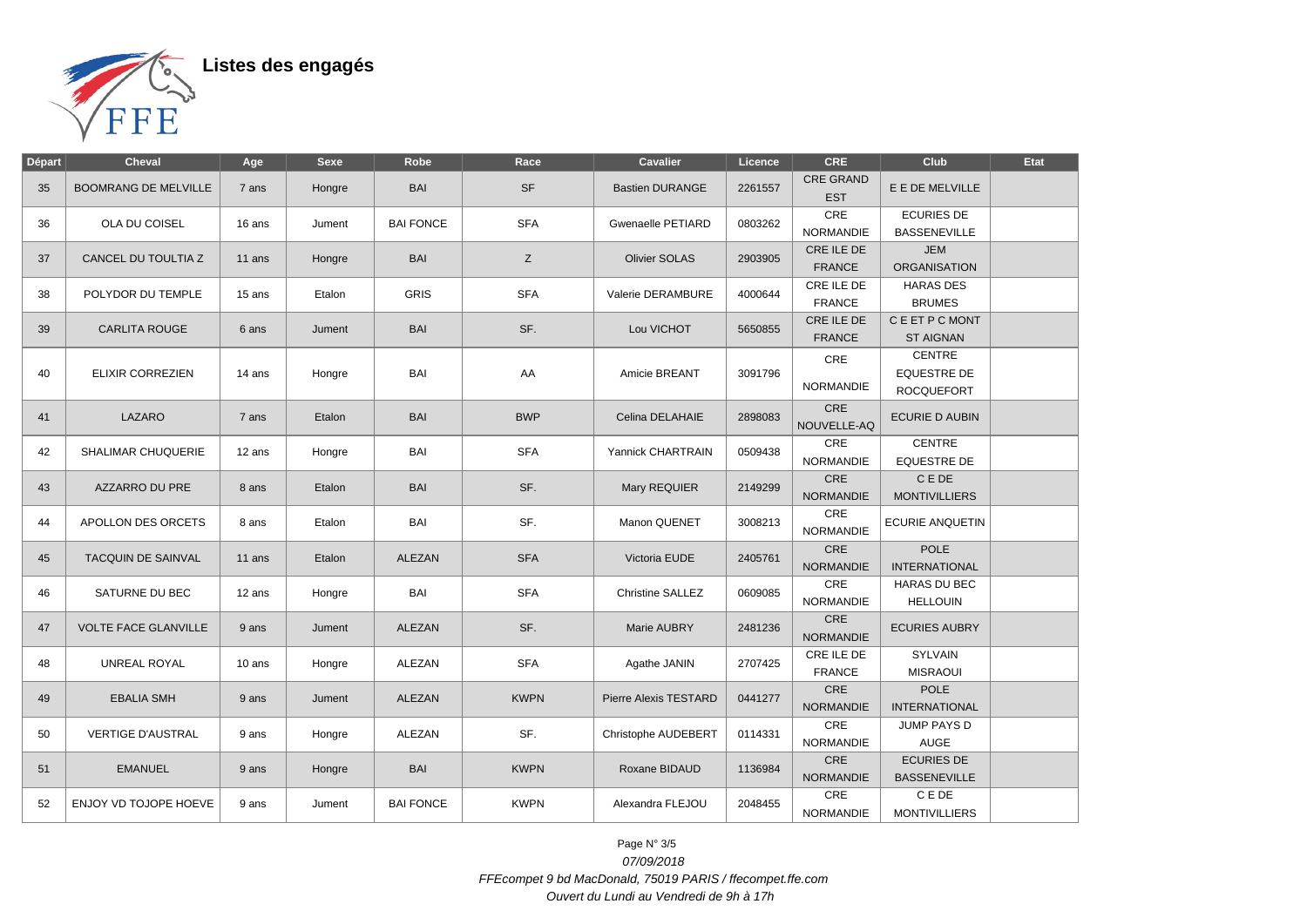# Listes des engagés

| Départ | Cheval | Age | Sexe | Robe | Race | Cavalier | Licence | CRE | Club | Etat |
|---|---|---|---|---|---|---|---|---|---|---|
| 35 | BOOMRANG DE MELVILLE | 7 ans | Hongre | BAI | SF | Bastien DURANGE | 2261557 | CRE GRAND EST | E E DE MELVILLE | |
| 36 | OLA DU COISEL | 16 ans | Jument | BAI FONCE | SFA | Gwenaelle PETIARD | 0803262 | CRE NORMANDIE | ECURIES DE BASSENEVILLE | |
| 37 | CANCEL DU TOULTIA Z | 11 ans | Hongre | BAI | Z | Olivier SOLAS | 2903905 | CRE ILE DE FRANCE | JEM ORGANISATION | |
| 38 | POLYDOR DU TEMPLE | 15 ans | Etalon | GRIS | SFA | Valerie DERAMBURE | 4000644 | CRE ILE DE FRANCE | HARAS DES BRUMES | |
| 39 | CARLITA ROUGE | 6 ans | Jument | BAI | SF. | Lou VICHOT | 5650855 | CRE ILE DE FRANCE | C E ET P C MONT ST AIGNAN | |
| 40 | ELIXIR CORREZIEN | 14 ans | Hongre | BAI | AA | Amicie BREANT | 3091796 | CRE NORMANDIE | CENTRE EQUESTRE DE ROCQUEFORT | |
| 41 | LAZARO | 7 ans | Etalon | BAI | BWP | Celina DELAHAIE | 2898083 | CRE NOUVELLE-AQ | ECURIE D AUBIN | |
| 42 | SHALIMAR CHUQUERIE | 12 ans | Hongre | BAI | SFA | Yannick CHARTRAIN | 0509438 | CRE NORMANDIE | CENTRE EQUESTRE DE | |
| 43 | AZZARRO DU PRE | 8 ans | Etalon | BAI | SF. | Mary REQUIER | 2149299 | CRE NORMANDIE | C E DE MONTIVILLIERS | |
| 44 | APOLLON DES ORCETS | 8 ans | Etalon | BAI | SF. | Manon QUENET | 3008213 | CRE NORMANDIE | ECURIE ANQUETIN | |
| 45 | TACQUIN DE SAINVAL | 11 ans | Etalon | ALEZAN | SFA | Victoria EUDE | 2405761 | CRE NORMANDIE | POLE INTERNATIONAL | |
| 46 | SATURNE DU BEC | 12 ans | Hongre | BAI | SFA | Christine SALLEZ | 0609085 | CRE NORMANDIE | HARAS DU BEC HELLOUIN | |
| 47 | VOLTE FACE GLANVILLE | 9 ans | Jument | ALEZAN | SF. | Marie AUBRY | 2481236 | CRE NORMANDIE | ECURIES AUBRY | |
| 48 | UNREAL ROYAL | 10 ans | Hongre | ALEZAN | SFA | Agathe JANIN | 2707425 | CRE ILE DE FRANCE | SYLVAIN MISRAOUI | |
| 49 | EBALIA SMH | 9 ans | Jument | ALEZAN | KWPN | Pierre Alexis TESTARD | 0441277 | CRE NORMANDIE | POLE INTERNATIONAL | |
| 50 | VERTIGE D'AUSTRAL | 9 ans | Hongre | ALEZAN | SF. | Christophe AUDEBERT | 0114331 | CRE NORMANDIE | JUMP PAYS D AUGE | |
| 51 | EMANUEL | 9 ans | Hongre | BAI | KWPN | Roxane BIDAUD | 1136984 | CRE NORMANDIE | ECURIES DE BASSENEVILLE | |
| 52 | ENJOY VD TOJOPE HOEVE | 9 ans | Jument | BAI FONCE | KWPN | Alexandra FLEJOU | 2048455 | CRE NORMANDIE | C E DE MONTIVILLIERS | |

*07/09/2018*

*FFEcompet 9 bd MacDonald, 75019 PARIS / ffecompet.ffe.com*

*Ouvert du Lundi au Vendredi de 9h à 17h*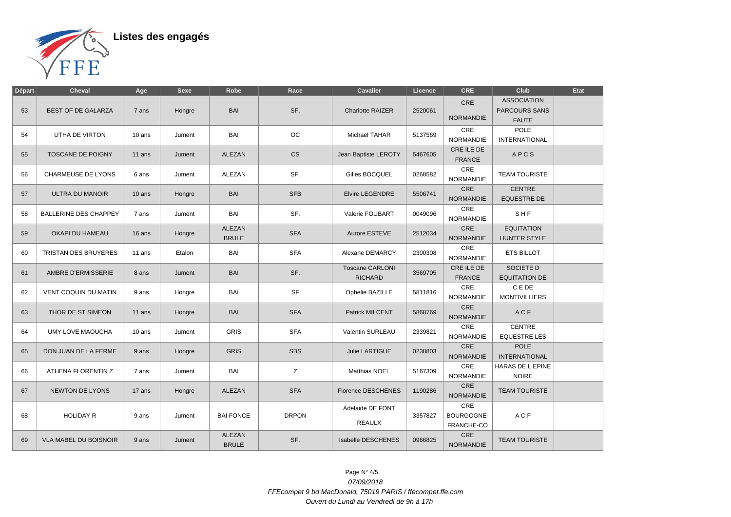# Listes des engagés

| Départ | Cheval | Age | Sexe | Robe | Race | Cavalier | Licence | CRE | Club | Etat |
|---|---|---|---|---|---|---|---|---|---|---|
| 53 | BEST OF DE GALARZA | 7 ans | Hongre | BAI | SF. | Charlotte RAIZER | 2520061 | CRE NORMANDIE | ASSOCIATION PARCOURS SANS FAUTE | |
| 54 | UTHA DE VIRTON | 10 ans | Jument | BAI | OC | Michael TAHAR | 5137569 | CRE NORMANDIE | POLE INTERNATIONAL | |
| 55 | TOSCANE DE POIGNY | 11 ans | Jument | ALEZAN | CS | Jean Baptiste LEROTY | 5467605 | CRE ILE DE FRANCE | A P C S | |
| 56 | CHARMEUSE DE LYONS | 6 ans | Jument | ALEZAN | SF. | Gilles BOCQUEL | 0268582 | CRE NORMANDIE | TEAM TOURISTE | |
| 57 | ULTRA DU MANOIR | 10 ans | Hongre | BAI | SFB | Elvire LEGENDRE | 5506741 | CRE NORMANDIE | CENTRE EQUESTRE DE | |
| 58 | BALLERINE DES CHAPPEY | 7 ans | Jument | BAI | SF. | Valerie FOUBART | 0049096 | CRE NORMANDIE | S H F | |
| 59 | OKAPI DU HAMEAU | 16 ans | Hongre | ALEZAN BRULE | SFA | Aurore ESTEVE | 2512034 | CRE NORMANDIE | EQUITATION HUNTER STYLE | |
| 60 | TRISTAN DES BRUYERES | 11 ans | Etalon | BAI | SFA | Alexane DEMARCY | 2300308 | CRE NORMANDIE | ETS BILLOT | |
| 61 | AMBRE D'ERMISSERIE | 8 ans | Jument | BAI | SF. | Toscane CARLONI RICHARD | 3569705 | CRE ILE DE FRANCE | SOCIETE D EQUITATION DE | |
| 62 | VENT COQUIN DU MATIN | 9 ans | Hongre | BAI | SF | Ophelie BAZILLE | 5811816 | CRE NORMANDIE | C E DE MONTIVILLIERS | |
| 63 | THOR DE ST SIMEON | 11 ans | Hongre | BAI | SFA | Patrick MILCENT | 5868769 | CRE NORMANDIE | A C F | |
| 64 | UMY LOVE MAOUCHA | 10 ans | Jument | GRIS | SFA | Valentin SURLEAU | 2339821 | CRE NORMANDIE | CENTRE EQUESTRE LES | |
| 65 | DON JUAN DE LA FERME | 9 ans | Hongre | GRIS | SBS | Julie LARTIGUE | 0238803 | CRE NORMANDIE | POLE INTERNATIONAL | |
| 66 | ATHENA FLORENTIN Z | 7 ans | Jument | BAI | Z | Matthias NOEL | 5167309 | CRE NORMANDIE | HARAS DE L EPINE NOIRE | |
| 67 | NEWTON DE LYONS | 17 ans | Hongre | ALEZAN | SFA | Florence DESCHENES | 1190286 | CRE NORMANDIE | TEAM TOURISTE | |
| 68 | HOLIDAY R | 9 ans | Jument | BAI FONCE | DRPON | Adelaide DE FONT REAULX | 3357827 | CRE BOURGOGNE-FRANCHE-CO | A C F | |
| 69 | VLA MABEL DU BOISNOIR | 9 ans | Jument | ALEZAN BRULE | SF. | Isabelle DESCHENES | 0966825 | CRE NORMANDIE | TEAM TOURISTE | |

07/09/2018

*FFEcompet 9 bd MacDonald, 75019 PARIS / ffecompet.ffe.com*

*Ouvert du Lundi au Vendredi de 9h à 17h*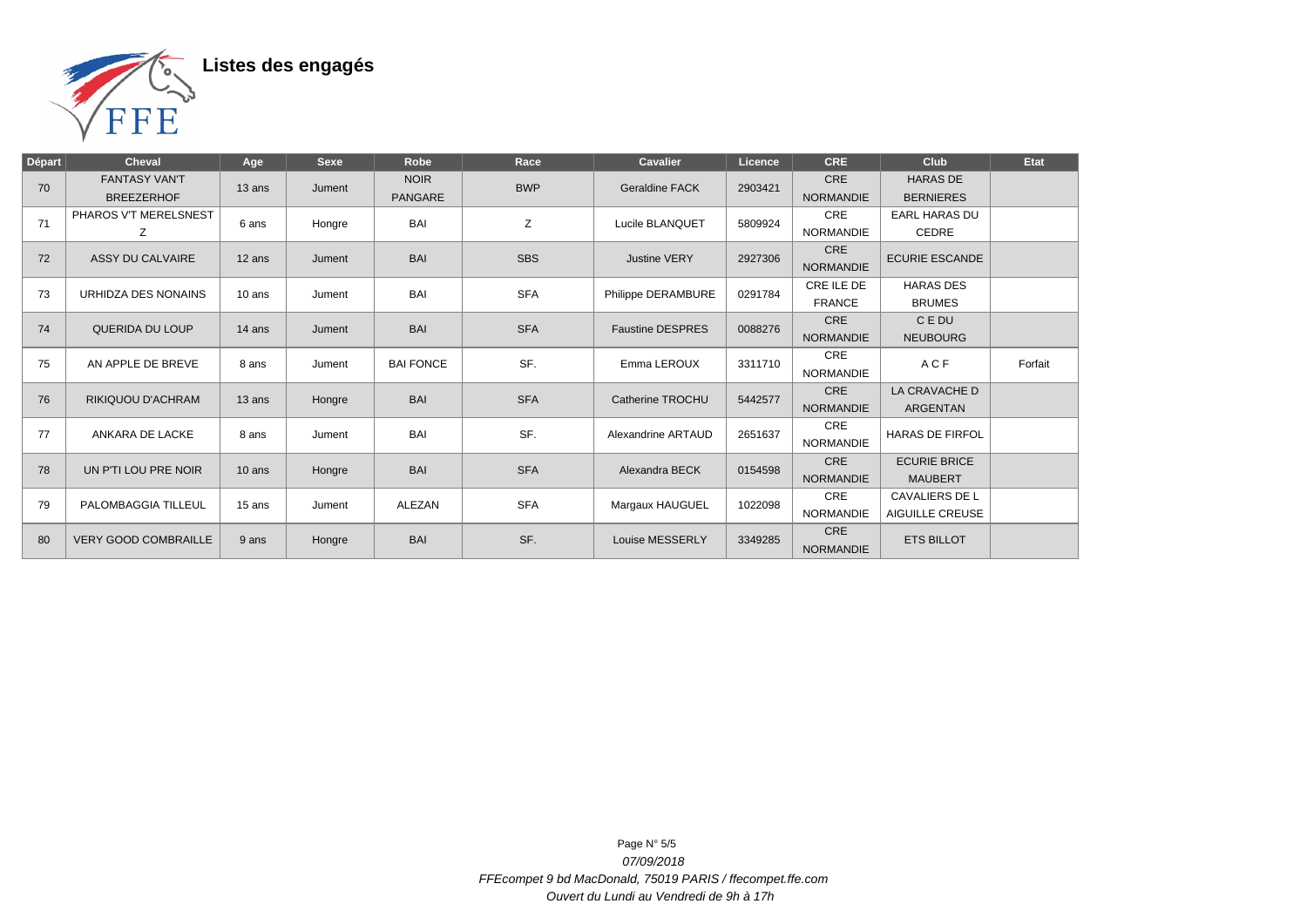# Listes des engagés

| Départ | Cheval | Age | Sexe | Robe | Race | Cavalier | Licence | CRE | Club | Etat |
|---|---|---|---|---|---|---|---|---|---|---|
| 70 | FANTASY VAN'T BREEZERHOF | 13 ans | Jument | NOIR PANGARE | BWP | Geraldine FACK | 2903421 | CRE NORMANDIE | HARAS DE BERNIERES | |
| 71 | PHAROS V'T MERELSNEST Z | 6 ans | Hongre | BAI | Z | Lucile BLANQUET | 5809924 | CRE NORMANDIE | EARL HARAS DU CEDRE | |
| 72 | ASSY DU CALVAIRE | 12 ans | Jument | BAI | SBS | Justine VERY | 2927306 | CRE NORMANDIE | ECURIE ESCANDE | |
| 73 | URHIDZA DES NONAINS | 10 ans | Jument | BAI | SFA | Philippe DERAMBURE | 0291784 | CRE ILE DE FRANCE | HARAS DES BRUMES | |
| 74 | QUERIDA DU LOUP | 14 ans | Jument | BAI | SFA | Faustine DESPRES | 0088276 | CRE NORMANDIE | C E DU NEUBOURG | |
| 75 | AN APPLE DE BREVE | 8 ans | Jument | BAI FONCE | SF. | Emma LEROUX | 3311710 | CRE NORMANDIE | A C F | Forfait |
| 76 | RIKIQUOU D'ACHRAM | 13 ans | Hongre | BAI | SFA | Catherine TROCHU | 5442577 | CRE NORMANDIE | LA CRAVACHE D ARGENTAN | |
| 77 | ANKARA DE LACKE | 8 ans | Jument | BAI | SF. | Alexandrine ARTAUD | 2651637 | CRE NORMANDIE | HARAS DE FIRFOL | |
| 78 | UN P'TI LOU PRE NOIR | 10 ans | Hongre | BAI | SFA | Alexandra BECK | 0154598 | CRE NORMANDIE | ECURIE BRICE MAUBERT | |
| 79 | PALOMBAGGIA TILLEUL | 15 ans | Jument | ALEZAN | SFA | Margaux HAUGUEL | 1022098 | CRE NORMANDIE | CAVALIERS DE L AIGUILLE CREUSE | |
| 80 | VERY GOOD COMBRAILLE | 9 ans | Hongre | BAI | SF. | Louise MESSERLY | 3349285 | CRE NORMANDIE | ETS BILLOT | |

*07/09/2018*

*FFEcompet 9 bd MacDonald, 75019 PARIS / ffecompet.ffe.com*

*Ouvert du Lundi au Vendredi de 9h à 17h*